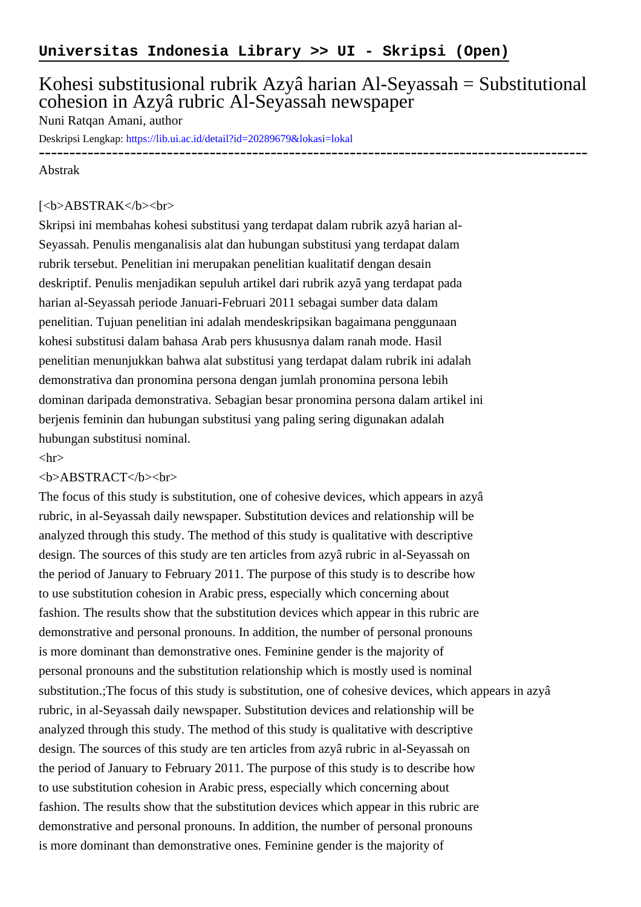**Universitas Indonesia Library >> UI - Skripsi (Open)**

# Kohesi substitusional rubrik Azyâ harian Al-Seyassah = Substitutional cohesion in Azyâ rubric Al-Seyassah newspaper

Nuni Ratqan Amani, author

Deskripsi Lengkap: https://lib.ui.ac.id/detail?id=20289679&lokasi=lokal

------------------------------------------------------------------------------------------

Abstrak

[<b>ABSTRAK</b><br>
Skripsi ini membahas kohesi substitusi yang terdapat dalam rubrik azyâ harian al-Seyassah. Penulis menganalisis alat dan hubungan substitusi yang terdapat dalam rubrik tersebut. Penelitian ini merupakan penelitian kualitatif dengan desain deskriptif. Penulis menjadikan sepuluh artikel dari rubrik azyâ yang terdapat pada harian al-Seyassah periode Januari-Februari 2011 sebagai sumber data dalam penelitian. Tujuan penelitian ini adalah mendeskripsikan bagaimana penggunaan kohesi substitusi dalam bahasa Arab pers khususnya dalam ranah mode. Hasil penelitian menunjukkan bahwa alat substitusi yang terdapat dalam rubrik ini adalah demonstrativa dan pronomina persona dengan jumlah pronomina persona lebih dominan daripada demonstrativa. Sebagian besar pronomina persona dalam artikel ini berjenis feminin dan hubungan substitusi yang paling sering digunakan adalah hubungan substitusi nominal.
<hr>
<b>ABSTRACT</b><br>
The focus of this study is substitution, one of cohesive devices, which appears in azyâ rubric, in al-Seyassah daily newspaper. Substitution devices and relationship will be analyzed through this study. The method of this study is qualitative with descriptive design. The sources of this study are ten articles from azyâ rubric in al-Seyassah on the period of January to February 2011. The purpose of this study is to describe how to use substitution cohesion in Arabic press, especially which concerning about fashion. The results show that the substitution devices which appear in this rubric are demonstrative and personal pronouns. In addition, the number of personal pronouns is more dominant than demonstrative ones. Feminine gender is the majority of personal pronouns and the substitution relationship which is mostly used is nominal substitution.;The focus of this study is substitution, one of cohesive devices, which appears in azyâ rubric, in al-Seyassah daily newspaper. Substitution devices and relationship will be analyzed through this study. The method of this study is qualitative with descriptive design. The sources of this study are ten articles from azyâ rubric in al-Seyassah on the period of January to February 2011. The purpose of this study is to describe how to use substitution cohesion in Arabic press, especially which concerning about fashion. The results show that the substitution devices which appear in this rubric are demonstrative and personal pronouns. In addition, the number of personal pronouns is more dominant than demonstrative ones. Feminine gender is the majority of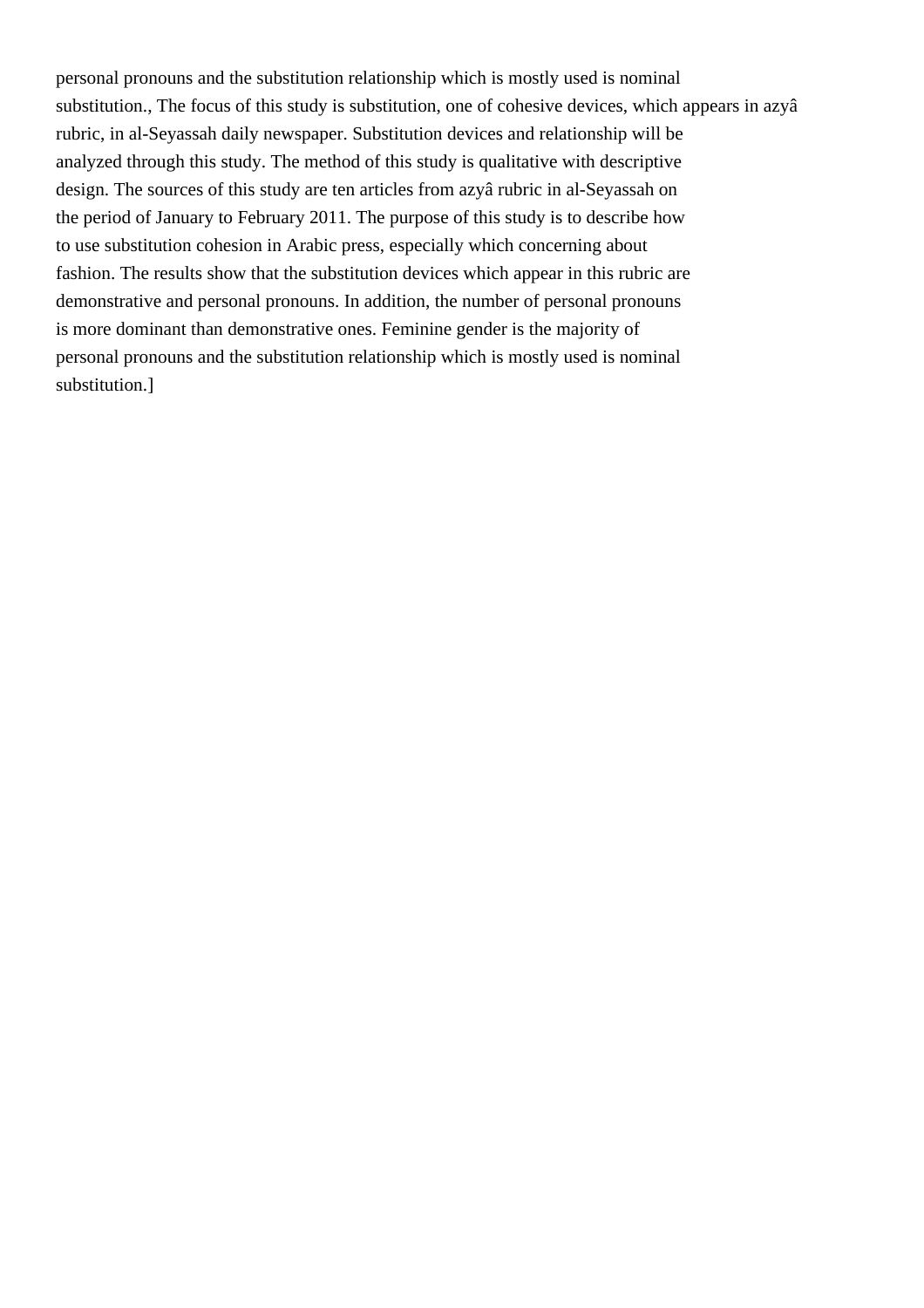personal pronouns and the substitution relationship which is mostly used is nominal substitution., The focus of this study is substitution, one of cohesive devices, which appears in azyâ rubric, in al-Seyassah daily newspaper. Substitution devices and relationship will be analyzed through this study. The method of this study is qualitative with descriptive design. The sources of this study are ten articles from azyâ rubric in al-Seyassah on the period of January to February 2011. The purpose of this study is to describe how to use substitution cohesion in Arabic press, especially which concerning about fashion. The results show that the substitution devices which appear in this rubric are demonstrative and personal pronouns. In addition, the number of personal pronouns is more dominant than demonstrative ones. Feminine gender is the majority of personal pronouns and the substitution relationship which is mostly used is nominal substitution.]